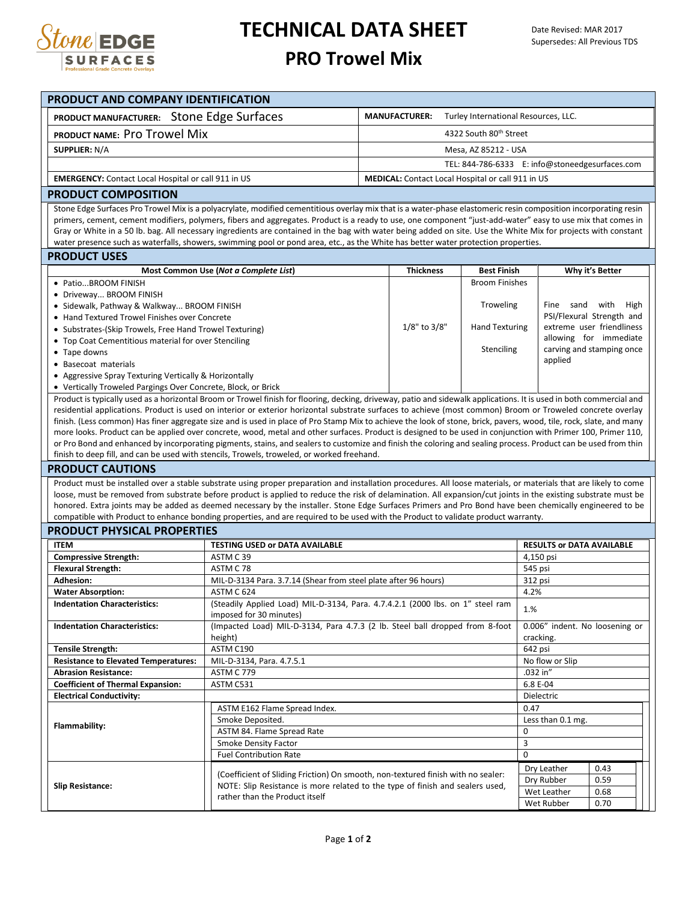# TECHNICAL DATA SHEET

## PRO Trowel Mix

Date Revised: MAR 2017
Supersedes: All Previous TDS

## PRODUCT AND COMPANY IDENTIFICATION

| | |
|---|---|
| **PRODUCT MANUFACTURER:** Stone Edge Surfaces | **MANUFACTURER:** Turley International Resources, LLC. |
| **PRODUCT NAME:** Pro Trowel Mix | 4322 South 80th Street |
| **SUPPLIER:** N/A | Mesa, AZ 85212 - USA |
| | TEL: 844-786-6333 E: info@stoneedgesurfaces.com |
| **EMERGENCY:** Contact Local Hospital or call 911 in US | **MEDICAL:** Contact Local Hospital or call 911 in US |

## PRODUCT COMPOSITION

Stone Edge Surfaces Pro Trowel Mix is a polyacrylate, modified cementitious overlay mix that is a water-phase elastomeric resin composition incorporating resin primers, cement, cement modifiers, polymers, fibers and aggregates. Product is a ready to use, one component "just-add-water" easy to use mix that comes in Gray or White in a 50 lb. bag. All necessary ingredients are contained in the bag with water being added on site. Use the White Mix for projects with constant water presence such as waterfalls, showers, swimming pool or pond area, etc., as the White has better water protection properties.

## PRODUCT USES

| Most Common Use (*Not a Complete List*) | Thickness | Best Finish | Why it's Better |
|---|---|---|---|
| • Patio...BROOM FINISH<br>• Driveway... BROOM FINISH<br>• Sidewalk, Pathway & Walkway... BROOM FINISH<br>• Hand Textured Trowel Finishes over Concrete<br>• Substrates-(Skip Trowels, Free Hand Trowel Texturing)<br>• Top Coat Cementitious material for over Stenciling<br>• Tape downs<br>• Basecoat materials<br>• Aggressive Spray Texturing Vertically & Horizontally<br>• Vertically Troweled Pargings Over Concrete, Block, or Brick | 1/8" to 3/8" | Broom Finishes<br>Troweling<br>Hand Texturing<br>Stenciling | Fine sand with High PSI/Flexural Strength and extreme user friendliness allowing for immediate carving and stamping once applied |

Product is typically used as a horizontal Broom or Trowel finish for flooring, decking, driveway, patio and sidewalk applications. It is used in both commercial and residential applications. Product is used on interior or exterior horizontal substrate surfaces to achieve (most common) Broom or Troweled concrete overlay finish. (Less common) Has finer aggregate size and is used in place of Pro Stamp Mix to achieve the look of stone, brick, pavers, wood, tile, rock, slate, and many more looks. Product can be applied over concrete, wood, metal and other surfaces. Product is designed to be used in conjunction with Primer 100, Primer 110, or Pro Bond and enhanced by incorporating pigments, stains, and sealers to customize and finish the coloring and sealing process. Product can be used from thin finish to deep fill, and can be used with stencils, Trowels, troweled, or worked freehand.

## PRODUCT CAUTIONS

Product must be installed over a stable substrate using proper preparation and installation procedures. All loose materials, or materials that are likely to come loose, must be removed from substrate before product is applied to reduce the risk of delamination. All expansion/cut joints in the existing substrate must be honored. Extra joints may be added as deemed necessary by the installer. Stone Edge Surfaces Primers and Pro Bond have been chemically engineered to be compatible with Product to enhance bonding properties, and are required to be used with the Product to validate product warranty.

## PRODUCT PHYSICAL PROPERTIES

| ITEM | TESTING USED or DATA AVAILABLE | RESULTS or DATA AVAILABLE |
|---|---|---|
| **Compressive Strength:** | ASTM C 39 | 4,150 psi |
| **Flexural Strength:** | ASTM C 78 | 545 psi |
| **Adhesion:** | MIL-D-3134 Para. 3.7.14 (Shear from steel plate after 96 hours) | 312 psi |
| **Water Absorption:** | ASTM C 624 | 4.2% |
| **Indentation Characteristics:** | (Steadily Applied Load) MIL-D-3134, Para. 4.7.4.2.1 (2000 lbs. on 1" steel ram imposed for 30 minutes) | 1.% |
| **Indentation Characteristics:** | (Impacted Load) MIL-D-3134, Para 4.7.3 (2 lb. Steel ball dropped from 8-foot height) | 0.006" indent. No loosening or cracking. |
| **Tensile Strength:** | ASTM C190 | 642 psi |
| **Resistance to Elevated Temperatures:** | MIL-D-3134, Para. 4.7.5.1 | No flow or Slip |
| **Abrasion Resistance:** | ASTM C 779 | .032 in" |
| **Coefficient of Thermal Expansion:** | ASTM C531 | 6.8 E-04 |
| **Electrical Conductivity:** | | Dielectric |
| **Flammability:** | ASTM E162 Flame Spread Index. | 0.47 |
| | Smoke Deposited. | Less than 0.1 mg. |
| | ASTM 84. Flame Spread Rate | 0 |
| | Smoke Density Factor | 3 |
| | Fuel Contribution Rate | 0 |
| **Slip Resistance:** | (Coefficient of Sliding Friction) On smooth, non-textured finish with no sealer: NOTE: Slip Resistance is more related to the type of finish and sealers used, rather than the Product itself | Dry Leather 0.43 |
| | | Dry Rubber 0.59 |
| | | Wet Leather 0.68 |
| | | Wet Rubber 0.70 |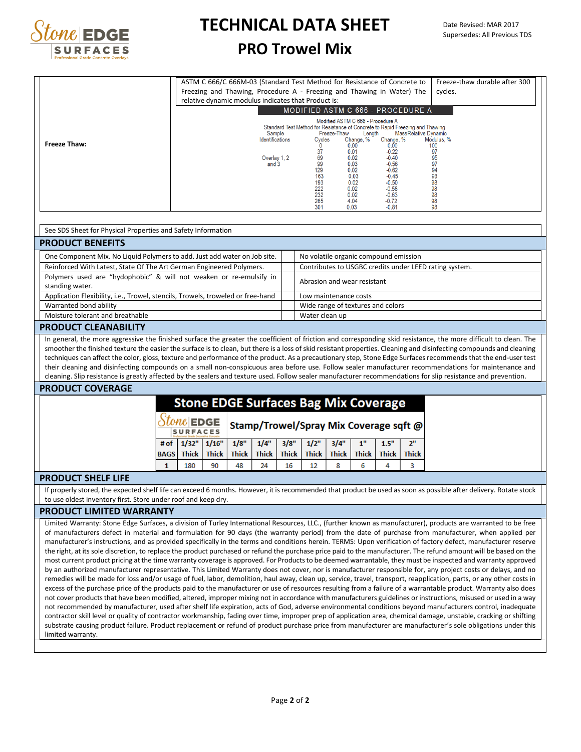# TECHNICAL DATA SHEET

## PRO Trowel Mix

Date Revised: MAR 2017
Supersedes: All Previous TDS

| | | |
|---|---|---|
| **Freeze Thaw:** | ASTM C 666/C 666M-03 (Standard Test Method for Resistance of Concrete to Freezing and Thawing, Procedure A - Freezing and Thawing in Water) The relative dynamic modulus indicates that Product is: | Freeze-thaw durable after 300 cycles. |

MODIFIED ASTM C 666 - PROCEDURE A

Modified ASTM C 666 - Procedure A
Standard Test Method for Resistance of Concrete to Rapid Freezing and Thawing

| Sample Identifications | Freeze-Thaw Cycles | Length Change, % | Mass Change, % | Relative Dynamic Modulus, % |
|---|---|---|---|---|
| Overlay 1, 2 and 3 | 0 | 0.00 | 0.00 | 100 |
| | 37 | 0.01 | -0.22 | 97 |
| | 69 | 0.02 | -0.40 | 95 |
| | 99 | 0.03 | -0.56 | 97 |
| | 129 | 0.02 | -0.62 | 94 |
| | 163 | 0.03 | -0.45 | 93 |
| | 193 | 0.02 | -0.50 | 98 |
| | 222 | 0.02 | -0.58 | 98 |
| | 232 | 0.02 | -0.63 | 98 |
| | 265 | 4.04 | -0.72 | 98 |
| | 301 | 0.03 | -0.81 | 98 |

See SDS Sheet for Physical Properties and Safety Information

## PRODUCT BENEFITS

| | |
|---|---|
| One Component Mix. No Liquid Polymers to add. Just add water on Job site. | No volatile organic compound emission |
| Reinforced With Latest, State Of The Art German Engineered Polymers. | Contributes to USGBC credits under LEED rating system. |
| Polymers used are "hydophobic" & will not weaken or re-emulsify in standing water. | Abrasion and wear resistant |
| Application Flexibility, i.e., Trowel, stencils, Trowels, troweled or free-hand | Low maintenance costs |
| Warranted bond ability | Wide range of textures and colors |
| Moisture tolerant and breathable | Water clean up |

## PRODUCT CLEANABILITY

In general, the more aggressive the finished surface the greater the coefficient of friction and corresponding skid resistance, the more difficult to clean. The smoother the finished texture the easier the surface is to clean, but there is a loss of skid resistant properties. Cleaning and disinfecting compounds and cleaning techniques can affect the color, gloss, texture and performance of the product. As a precautionary step, Stone Edge Surfaces recommends that the end-user test their cleaning and disinfecting compounds on a small non-conspicuous area before use. Follow sealer manufacturer recommendations for maintenance and cleaning. Slip resistance is greatly affected by the sealers and texture used. Follow sealer manufacturer recommendations for slip resistance and prevention.

## PRODUCT COVERAGE

**Stone EDGE Surfaces Bag Mix Coverage**

Stamp/Trowel/Spray Mix Coverage sqft @

| # of BAGS | 1/32" Thick | 1/16" Thick | 1/8" Thick | 1/4" Thick | 3/8" Thick | 1/2" Thick | 3/4" Thick | 1" Thick | 1.5" Thick | 2" Thick |
|---|---|---|---|---|---|---|---|---|---|---|
| 1 | 180 | 90 | 48 | 24 | 16 | 12 | 8 | 6 | 4 | 3 |

## PRODUCT SHELF LIFE

If properly stored, the expected shelf life can exceed 6 months. However, it is recommended that product be used as soon as possible after delivery. Rotate stock to use oldest inventory first. Store under roof and keep dry.

## PRODUCT LIMITED WARRANTY

Limited Warranty: Stone Edge Surfaces, a division of Turley International Resources, LLC., (further known as manufacturer), products are warranted to be free of manufacturers defect in material and formulation for 90 days (the warranty period) from the date of purchase from manufacturer, when applied per manufacturer's instructions, and as provided specifically in the terms and conditions herein. TERMS: Upon verification of factory defect, manufacturer reserve the right, at its sole discretion, to replace the product purchased or refund the purchase price paid to the manufacturer. The refund amount will be based on the most current product pricing at the time warranty coverage is approved. For Products to be deemed warrantable, they must be inspected and warranty approved by an authorized manufacturer representative. This Limited Warranty does not cover, nor is manufacturer responsible for, any project costs or delays, and no remedies will be made for loss and/or usage of fuel, labor, demolition, haul away, clean up, service, travel, transport, reapplication, parts, or any other costs in excess of the purchase price of the products paid to the manufacturer or use of resources resulting from a failure of a warrantable product. Warranty also does not cover products that have been modified, altered, improper mixing not in accordance with manufacturers guidelines or instructions, misused or used in a way not recommended by manufacturer, used after shelf life expiration, acts of God, adverse environmental conditions beyond manufacturers control, inadequate contractor skill level or quality of contractor workmanship, fading over time, improper prep of application area, chemical damage, unstable, cracking or shifting substrate causing product failure. Product replacement or refund of product purchase price from manufacturer are manufacturer's sole obligations under this limited warranty.